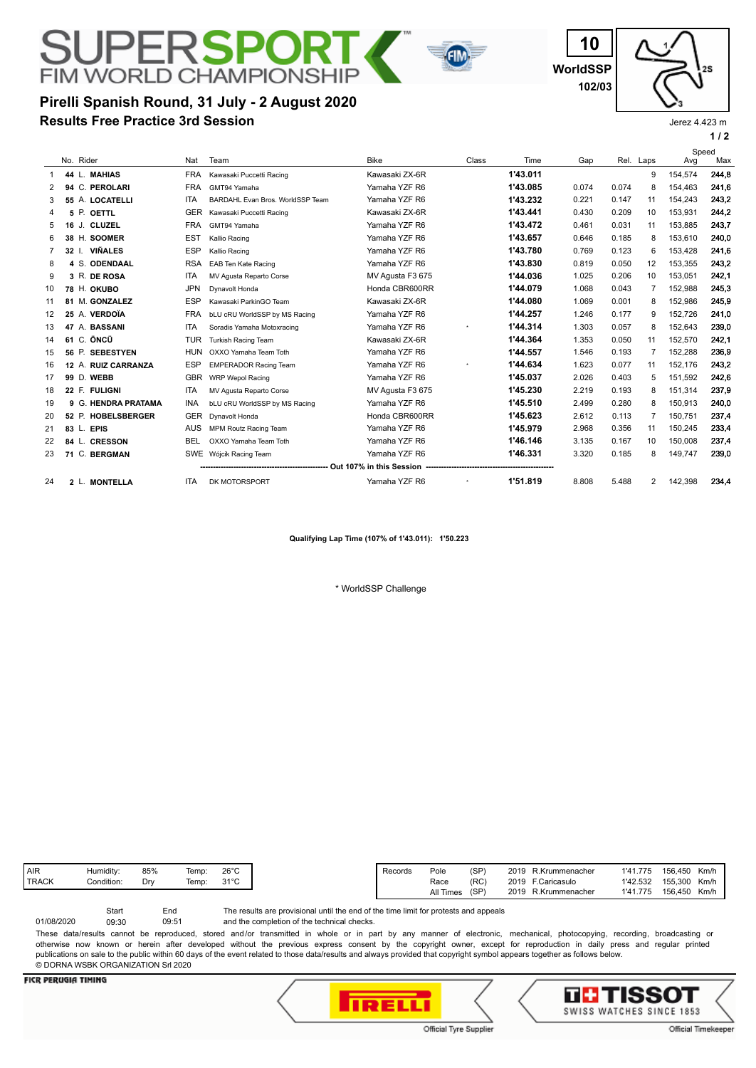# SUPERSPORT FIM WORLD CHAMPIONSHIP

10
WorldSSP
102/03

## Pirelli Spanish Round, 31 July - 2 August 2020
## Results Free Practice 3rd Session

Jerez 4.423 m

| | No. | Rider | Nat | Team | Bike | Class | Time | Gap | Rel. | Laps | Speed Avg | Speed Max |
|---|---|---|---|---|---|---|---|---|---|---|---|---|
| 1 | 44 | L. MAHIAS | FRA | Kawasaki Puccetti Racing | Kawasaki ZX-6R | | 1'43.011 | | | 9 | 154,574 | 244,8 |
| 2 | 94 | C. PEROLARI | FRA | GMT94 Yamaha | Yamaha YZF R6 | | 1'43.085 | 0.074 | 0.074 | 8 | 154,463 | 241,6 |
| 3 | 55 | A. LOCATELLI | ITA | BARDAHL Evan Bros. WorldSSP Team | Yamaha YZF R6 | | 1'43.232 | 0.221 | 0.147 | 11 | 154,243 | 243,2 |
| 4 | 5 | P. OETTL | GER | Kawasaki Puccetti Racing | Kawasaki ZX-6R | | 1'43.441 | 0.430 | 0.209 | 10 | 153,931 | 244,2 |
| 5 | 16 | J. CLUZEL | FRA | GMT94 Yamaha | Yamaha YZF R6 | | 1'43.472 | 0.461 | 0.031 | 11 | 153,885 | 243,7 |
| 6 | 38 | H. SOOMER | EST | Kallio Racing | Yamaha YZF R6 | | 1'43.657 | 0.646 | 0.185 | 8 | 153,610 | 240,0 |
| 7 | 32 | I. VIÑALES | ESP | Kallio Racing | Yamaha YZF R6 | | 1'43.780 | 0.769 | 0.123 | 6 | 153,428 | 241,6 |
| 8 | 4 | S. ODENDAAL | RSA | EAB Ten Kate Racing | Yamaha YZF R6 | | 1'43.830 | 0.819 | 0.050 | 12 | 153,355 | 243,2 |
| 9 | 3 | R. DE ROSA | ITA | MV Agusta Reparto Corse | MV Agusta F3 675 | | 1'44.036 | 1.025 | 0.206 | 10 | 153,051 | 242,1 |
| 10 | 78 | H. OKUBO | JPN | Dynavolt Honda | Honda CBR600RR | | 1'44.079 | 1.068 | 0.043 | 7 | 152,988 | 245,3 |
| 11 | 81 | M. GONZALEZ | ESP | Kawasaki ParkinGO Team | Kawasaki ZX-6R | | 1'44.080 | 1.069 | 0.001 | 8 | 152,986 | 245,9 |
| 12 | 25 | A. VERDOÏA | FRA | bLU cRU WorldSSP by MS Racing | Yamaha YZF R6 | | 1'44.257 | 1.246 | 0.177 | 9 | 152,726 | 241,0 |
| 13 | 47 | A. BASSANI | ITA | Soradis Yamaha Motoxracing | Yamaha YZF R6 | * | 1'44.314 | 1.303 | 0.057 | 8 | 152,643 | 239,0 |
| 14 | 61 | C. ÖNCÜ | TUR | Turkish Racing Team | Kawasaki ZX-6R | | 1'44.364 | 1.353 | 0.050 | 11 | 152,570 | 242,1 |
| 15 | 56 | P. SEBESTYEN | HUN | OXXO Yamaha Team Toth | Yamaha YZF R6 | | 1'44.557 | 1.546 | 0.193 | 7 | 152,288 | 236,9 |
| 16 | 12 | A. RUIZ CARRANZA | ESP | EMPERADOR Racing Team | Yamaha YZF R6 | * | 1'44.634 | 1.623 | 0.077 | 11 | 152,176 | 243,2 |
| 17 | 99 | D. WEBB | GBR | WRP Wepol Racing | Yamaha YZF R6 | | 1'45.037 | 2.026 | 0.403 | 5 | 151,592 | 242,6 |
| 18 | 22 | F. FULIGNI | ITA | MV Agusta Reparto Corse | MV Agusta F3 675 | | 1'45.230 | 2.219 | 0.193 | 8 | 151,314 | 237,9 |
| 19 | 9 | G. HENDRA PRATAMA | INA | bLU cRU WorldSSP by MS Racing | Yamaha YZF R6 | | 1'45.510 | 2.499 | 0.280 | 8 | 150,913 | 240,0 |
| 20 | 52 | P. HOBELSBERGER | GER | Dynavolt Honda | Honda CBR600RR | | 1'45.623 | 2.612 | 0.113 | 7 | 150,751 | 237,4 |
| 21 | 83 | L. EPIS | AUS | MPM Routz Racing Team | Yamaha YZF R6 | | 1'45.979 | 2.968 | 0.356 | 11 | 150,245 | 233,4 |
| 22 | 84 | L. CRESSON | BEL | OXXO Yamaha Team Toth | Yamaha YZF R6 | | 1'46.146 | 3.135 | 0.167 | 10 | 150,008 | 237,4 |
| 23 | 71 | C. BERGMAN | SWE | Wójcik Racing Team | Yamaha YZF R6 | | 1'46.331 | 3.320 | 0.185 | 8 | 149,747 | 239,0 |
| | | **Out 107% in this Session** | | | | | | | | | | |
| 24 | 2 | L. MONTELLA | ITA | DK MOTORSPORT | Yamaha YZF R6 | * | 1'51.819 | 8.808 | 5.488 | 2 | 142,398 | 234,4 |

**Qualifying Lap Time (107% of 1'43.011): 1'50.223**

\* WorldSSP Challenge

| | | | | |
|---|---|---|---|---|
| AIR | Humidity: | 85% | Temp: | 26°C |
| TRACK | Condition: | Dry | Temp: | 31°C |

| Records | | | | | | | |
|---|---|---|---|---|---|---|---|
| | Pole | (SP) | 2019 | R.Krummenacher | 1'41.775 | 156,450 | Km/h |
| | Race | (RC) | 2019 | F.Caricasulo | 1'42.532 | 155,300 | Km/h |
| | All Times | (SP) | 2019 | R.Krummenacher | 1'41.775 | 156,450 | Km/h |

| | Start | End |
|---|---|---|
| 01/08/2020 | 09:30 | 09:51 |

The results are provisional until the end of the time limit for protests and appeals and the completion of the technical checks.

These data/results cannot be reproduced, stored and/or transmitted in whole or in part by any manner of electronic, mechanical, photocopying, recording, broadcasting or otherwise now known or herein after developed without the previous express consent by the copyright owner, except for reproduction in daily press and regular printed publications on sale to the public within 60 days of the event related to those data/results and always provided that copyright symbol appears together as follows below.
© DORNA WSBK ORGANIZATION Srl 2020

FICR PERUGIA TIMING

PIRELLI — Official Tyre Supplier

TISSOT SWISS WATCHES SINCE 1853 — Official Timekeeper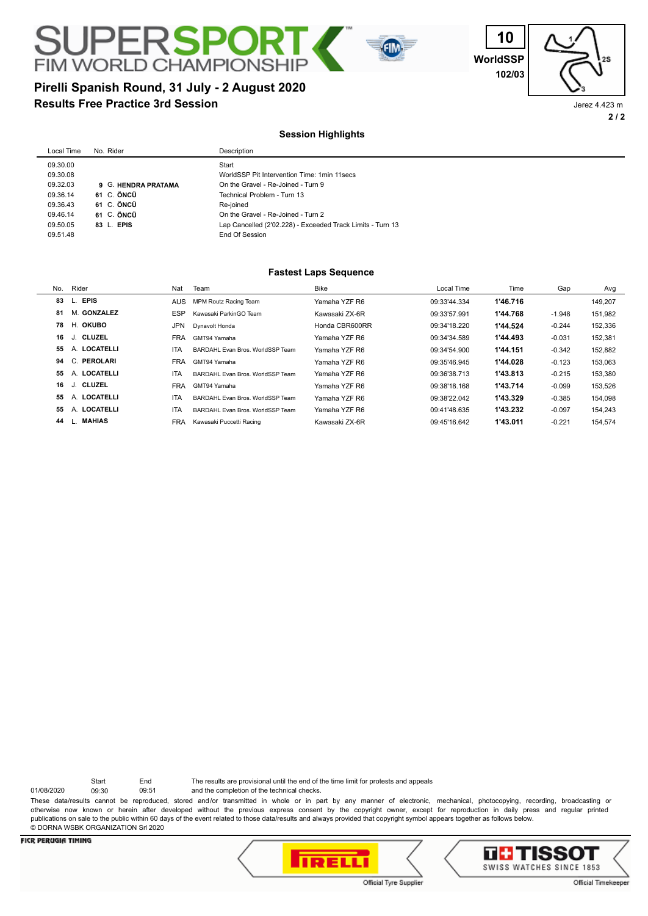# SUPERSPORT FIM WORLD CHAMPIONSHIP

## Pirelli Spanish Round, 31 July - 2 August 2020

## Results Free Practice 3rd Session

10
WorldSSP
102/03

Jerez 4.423 m

### Session Highlights

| Local Time | No. Rider | Description |
|---|---|---|
| 09.30.00 | | Start |
| 09.30.08 | | WorldSSP Pit Intervention Time: 1min 11secs |
| 09.32.03 | 9 G. HENDRA PRATAMA | On the Gravel - Re-Joined - Turn 9 |
| 09.36.14 | 61 C. ÖNCÜ | Technical Problem - Turn 13 |
| 09.36.43 | 61 C. ÖNCÜ | Re-joined |
| 09.46.14 | 61 C. ÖNCÜ | On the Gravel - Re-Joined - Turn 2 |
| 09.50.05 | 83 L. EPIS | Lap Cancelled (2'02.228) - Exceeded Track Limits - Turn 13 |
| 09.51.48 | | End Of Session |

### Fastest Laps Sequence

| No. | Rider | Nat | Team | Bike | Local Time | Time | Gap | Avg |
|---|---|---|---|---|---|---|---|---|
| 83 | L. EPIS | AUS | MPM Routz Racing Team | Yamaha YZF R6 | 09:33'44.334 | 1'46.716 | | 149,207 |
| 81 | M. GONZALEZ | ESP | Kawasaki ParkinGO Team | Kawasaki ZX-6R | 09:33'57.991 | 1'44.768 | -1.948 | 151,982 |
| 78 | H. OKUBO | JPN | Dynavolt Honda | Honda CBR600RR | 09:34'18.220 | 1'44.524 | -0.244 | 152,336 |
| 16 | J. CLUZEL | FRA | GMT94 Yamaha | Yamaha YZF R6 | 09:34'34.589 | 1'44.493 | -0.031 | 152,381 |
| 55 | A. LOCATELLI | ITA | BARDAHL Evan Bros. WorldSSP Team | Yamaha YZF R6 | 09:34'54.900 | 1'44.151 | -0.342 | 152,882 |
| 94 | C. PEROLARI | FRA | GMT94 Yamaha | Yamaha YZF R6 | 09:35'46.945 | 1'44.028 | -0.123 | 153,063 |
| 55 | A. LOCATELLI | ITA | BARDAHL Evan Bros. WorldSSP Team | Yamaha YZF R6 | 09:36'38.713 | 1'43.813 | -0.215 | 153,380 |
| 16 | J. CLUZEL | FRA | GMT94 Yamaha | Yamaha YZF R6 | 09:38'18.168 | 1'43.714 | -0.099 | 153,526 |
| 55 | A. LOCATELLI | ITA | BARDAHL Evan Bros. WorldSSP Team | Yamaha YZF R6 | 09:38'22.042 | 1'43.329 | -0.385 | 154,098 |
| 55 | A. LOCATELLI | ITA | BARDAHL Evan Bros. WorldSSP Team | Yamaha YZF R6 | 09:41'48.635 | 1'43.232 | -0.097 | 154,243 |
| 44 | L. MAHIAS | FRA | Kawasaki Puccetti Racing | Kawasaki ZX-6R | 09:45'16.642 | 1'43.011 | -0.221 | 154,574 |

| | Start | End |
|---|---|---|
| 01/08/2020 | 09:30 | 09:51 |

The results are provisional until the end of the time limit for protests and appeals and the completion of the technical checks.

These data/results cannot be reproduced, stored and/or transmitted in whole or in part by any manner of electronic, mechanical, photocopying, recording, broadcasting or otherwise now known or herein after developed without the previous express consent by the copyright owner, except for reproduction in daily press and regular printed publications on sale to the public within 60 days of the event related to those data/results and always provided that copyright symbol appears together as follows below.
© DORNA WSBK ORGANIZATION Srl 2020

FICR PERUGIA TIMING

Official Tyre Supplier

Official Timekeeper